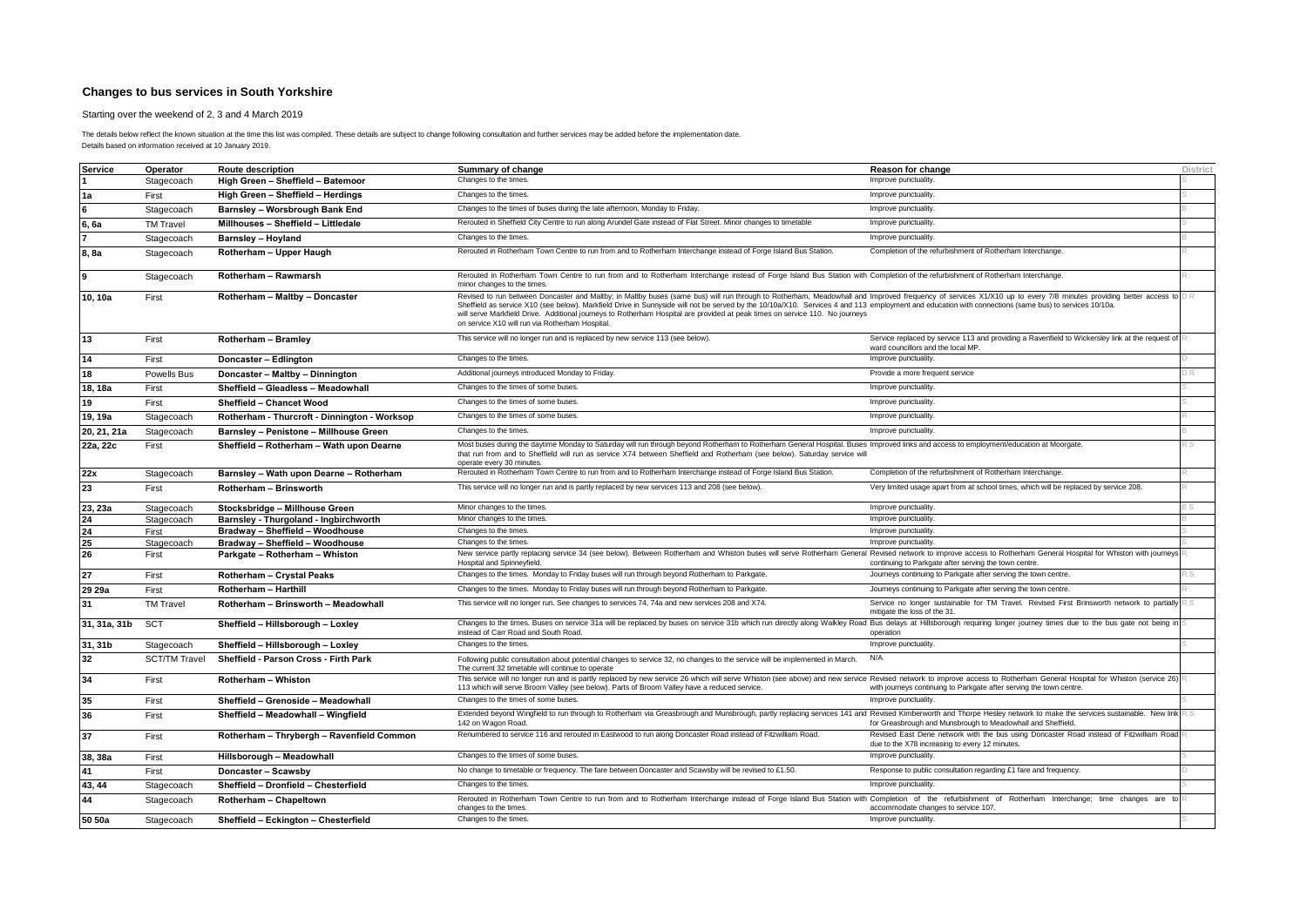# Changes to bus services in South Yorkshire

Starting over the weekend of 2, 3 and 4 March 2019

The details below reflect the known situation at the time this list was compiled. These details are subject to change following consultation and further services may be added before the implementation date.
Details based on information received at 10 January 2019.

| Service | Operator | Route description | Summary of change | Reason for change | District |
|---|---|---|---|---|---|
| 1 | Stagecoach | High Green – Sheffield – Batemoor | Changes to the times. | Improve punctuality. | S |
| 1a | First | High Green – Sheffield – Herdings | Changes to the times. | Improve punctuality. | S |
| 6 | Stagecoach | Barnsley – Worsbrough Bank End | Changes to the times of buses during the late afternoon, Monday to Friday. | Improve punctuality. | B |
| 6, 6a | TM Travel | Millhouses – Sheffield – Littledale | Rerouted in Sheffield City Centre to run along Arundel Gate instead of Flat Street. Minor changes to timetable | Improve punctuality. | S |
| 7 | Stagecoach | Barnsley – Hoyland | Changes to the times. | Improve punctuality. | B |
| 8, 8a | Stagecoach | Rotherham – Upper Haugh | Rerouted in Rotherham Town Centre to run from and to Rotherham Interchange instead of Forge Island Bus Station. | Completion of the refurbishment of Rotherham Interchange. | R |
| 9 | Stagecoach | Rotherham – Rawmarsh | Rerouted in Rotherham Town Centre to run from and to Rotherham Interchange instead of Forge Island Bus Station with minor changes to the times. | Completion of the refurbishment of Rotherham Interchange. | R |
| 10, 10a | First | Rotherham – Maltby – Doncaster | Revised to run between Doncaster and Maltby; in Maltby buses (same bus) will run through to Rotherham, Meadowhall and Sheffield as service X10 (see below). Markfield Drive in Sunnyside will not be served by the 10/10a/X10. Services 4 and 113 will serve Markfield Drive. Additional journeys to Rotherham Hospital are provided at peak times on service 110. No journeys on service X10 will run via Rotherham Hospital. | Improved frequency of services X1/X10 up to every 7/8 minutes providing better access to employment and education with connections (same bus) to services 10/10a. | D R |
| 13 | First | Rotherham – Bramley | This service will no longer run and is replaced by new service 113 (see below). | Service replaced by service 113 and providing a Ravenfield to Wickersley link at the request of ward councillors and the local MP. | R |
| 14 | First | Doncaster – Edlington | Changes to the times. | Improve punctuality. | D |
| 18 | Powells Bus | Doncaster – Maltby – Dinnington | Additional journeys introduced Monday to Friday. | Provide a more frequent service | D R |
| 18, 18a | First | Sheffield – Gleadless – Meadowhall | Changes to the times of some buses. | Improve punctuality. | S |
| 19 | First | Sheffield – Chancet Wood | Changes to the times of some buses. | Improve punctuality. | S |
| 19, 19a | Stagecoach | Rotherham - Thurcroft - Dinnington - Worksop | Changes to the times of some buses. | Improve punctuality. | R |
| 20, 21, 21a | Stagecoach | Barnsley – Penistone – Millhouse Green | Changes to the times. | Improve punctuality. | B |
| 22a, 22c | First | Sheffield – Rotherham – Wath upon Dearne | Most buses during the daytime Monday to Saturday will run through beyond Rotherham to Rotherham General Hospital. Buses that run from and to Sheffield will run as service X74 between Sheffield and Rotherham (see below). Saturday service will operate every 30 minutes. | Improved links and access to employment/education at Moorgate. | R S |
| 22x | Stagecoach | Barnsley – Wath upon Dearne – Rotherham | Rerouted in Rotherham Town Centre to run from and to Rotherham Interchange instead of Forge Island Bus Station. | Completion of the refurbishment of Rotherham Interchange. | R |
| 23 | First | Rotherham – Brinsworth | This service will no longer run and is partly replaced by new services 113 and 208 (see below). | Very limited usage apart from at school times, which will be replaced by service 208. | R |
| 23, 23a | Stagecoach | Stocksbridge – Millhouse Green | Minor changes to the times. | Improve punctuality. | B S |
| 24 | Stagecoach | Barnsley - Thurgoland - Ingbirchworth | Minor changes to the times. | Improve punctuality. | B |
| 24 | First | Bradway – Sheffield – Woodhouse | Changes to the times. | Improve punctuality. | S |
| 25 | Stagecoach | Bradway – Sheffield – Woodhouse | Changes to the times. | Improve punctuality. | S |
| 26 | First | Parkgate – Rotherham – Whiston | New service partly replacing service 34 (see below). Between Rotherham and Whiston buses will serve Rotherham General Hospital and Spinneyfield. | Revised network to improve access to Rotherham General Hospital for Whiston with journeys continuing to Parkgate after serving the town centre. | R |
| 27 | First | Rotherham – Crystal Peaks | Changes to the times. Monday to Friday buses will run through beyond Rotherham to Parkgate. | Journeys continuing to Parkgate after serving the town centre. | R S |
| 29 29a | First | Rotherham – Harthill | Changes to the times. Monday to Friday buses will run through beyond Rotherham to Parkgate. | Journeys continuing to Parkgate after serving the town centre. | R |
| 31 | TM Travel | Rotherham – Brinsworth – Meadowhall | This service will no longer run. See changes to services 74, 74a and new services 208 and X74. | Service no longer sustainable for TM Travel. Revised First Brinsworth network to partially mitigate the loss of the 31. | R S |
| 31, 31a, 31b | SCT | Sheffield – Hillsborough – Loxley | Changes to the times. Buses on service 31a will be replaced by buses on service 31b which run directly along Walkley Road instead of Carr Road and South Road. | Bus delays at Hillsborough requiring longer journey times due to the bus gate not being in operation | S |
| 31, 31b | Stagecoach | Sheffield – Hillsborough – Loxley | Changes to the times. | Improve punctuality. | S |
| 32 | SCT/TM Travel | Sheffield - Parson Cross - Firth Park | Following public consultation about potential changes to service 32, no changes to the service will be implemented in March. The current 32 timetable will continue to operate | N/A | |
| 34 | First | Rotherham – Whiston | This service will no longer run and is partly replaced by new service 26 which will serve Whiston (see above) and new service 113 which will serve Broom Valley (see below). Parts of Broom Valley have a reduced service. | Revised network to improve access to Rotherham General Hospital for Whiston (service 26) with journeys continuing to Parkgate after serving the town centre. | R |
| 35 | First | Sheffield – Grenoside – Meadowhall | Changes to the times of some buses. | Improve punctuality. | S |
| 36 | First | Sheffield – Meadowhall – Wingfield | Extended beyond Wingfield to run through to Rotherham via Greasbrough and Munsbrough, partly replacing services 141 and 142 on Wagon Road. | Revised Kimberworth and Thorpe Hesley network to make the services sustainable. New link for Greasbrough and Munsbrough to Meadowhall and Sheffield. | R S |
| 37 | First | Rotherham – Thrybergh – Ravenfield Common | Renumbered to service 116 and rerouted in Eastwood to run along Doncaster Road instead of Fitzwilliam Road. | Revised East Dene network with the bus using Doncaster Road instead of Fitzwilliam Road due to the X78 increasing to every 12 minutes. | R |
| 38, 38a | First | Hillsborough – Meadowhall | Changes to the times of some buses. | Improve punctuality. | S |
| 41 | First | Doncaster – Scawsby | No change to timetable or frequency. The fare between Doncaster and Scawsby will be revised to £1.50. | Response to public consultation regarding £1 fare and frequency. | D |
| 43, 44 | Stagecoach | Sheffield – Dronfield – Chesterfield | Changes to the times. | Improve punctuality. | S |
| 44 | Stagecoach | Rotherham – Chapeltown | Rerouted in Rotherham Town Centre to run from and to Rotherham Interchange instead of Forge Island Bus Station with changes to the times. | Completion of the refurbishment of Rotherham Interchange; time changes are to accommodate changes to service 107. | R |
| 50 50a | Stagecoach | Sheffield – Eckington – Chesterfield | Changes to the times. | Improve punctuality. | S |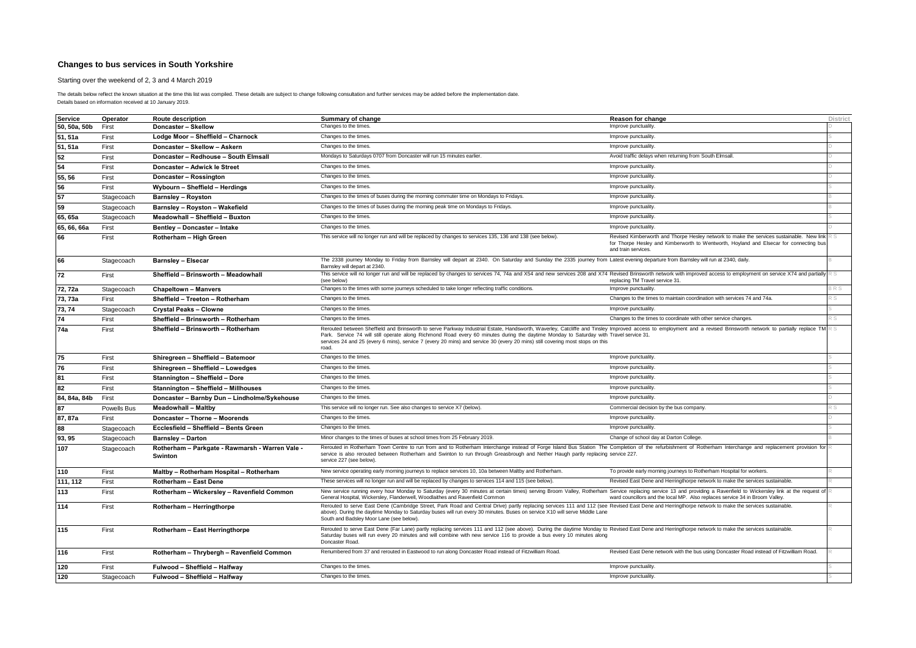# Changes to bus services in South Yorkshire

Starting over the weekend of 2, 3 and 4 March 2019

The details below reflect the known situation at the time this list was compiled. These details are subject to change following consultation and further services may be added before the implementation date.
Details based on information received at 10 January 2019.

| Service | Operator | Route description | Summary of change | Reason for change | District |
|---|---|---|---|---|---|
| 50, 50a, 50b | First | **Doncaster – Skellow** | Changes to the times. | Improve punctuality. | D |
| 51, 51a | First | **Lodge Moor – Sheffield – Charnock** | Changes to the times. | Improve punctuality. | S |
| 51, 51a | First | **Doncaster – Skellow – Askern** | Changes to the times. | Improve punctuality. | D |
| 52 | First | **Doncaster – Redhouse – South Elmsall** | Mondays to Saturdays 0707 from Doncaster will run 15 minutes earlier. | Avoid traffic delays when returning from South Elmsall. | D |
| 54 | First | **Doncaster – Adwick le Street** | Changes to the times. | Improve punctuality. | D |
| 55, 56 | First | **Doncaster – Rossington** | Changes to the times. | Improve punctuality. | D |
| 56 | First | **Wybourn – Sheffield – Herdings** | Changes to the times. | Improve punctuality. | S |
| 57 | Stagecoach | **Barnsley – Royston** | Changes to the times of buses during the morning commuter time on Mondays to Fridays. | Improve punctuality. | B |
| 59 | Stagecoach | **Barnsley – Royston – Wakefield** | Changes to the times of buses during the morning peak time on Mondays to Fridays. | Improve punctuality. | B |
| 65, 65a | Stagecoach | **Meadowhall – Sheffield – Buxton** | Changes to the times. | Improve punctuality. | S |
| 65, 66, 66a | First | **Bentley – Doncaster – Intake** | Changes to the times. | Improve punctuality. | D |
| 66 | First | **Rotherham – High Green** | This service will no longer run and will be replaced by changes to services 135, 136 and 138 (see below). | Revised Kimberworth and Thorpe Hesley network to make the services sustainable. New link for Thorpe Hesley and Kimberworth to Wentworth, Hoyland and Elsecar for connecting bus and train services. | R S |
| 66 | Stagecoach | **Barnsley – Elsecar** | The 2338 journey Monday to Friday from Barnsley will depart at 2340. On Saturday and Sunday the 2335 journey from Barnsley will depart at 2340. | Latest evening departure from Barnsley will run at 2340, daily. | B |
| 72 | First | **Sheffield – Brinsworth – Meadowhall** | This service will no longer run and will be replaced by changes to services 74, 74a and X54 and new services 208 and X74 (see below) | Revised Brinsworth network with improved access to employment on service X74 and partially replacing TM Travel service 31. | R S |
| 72, 72a | Stagecoach | **Chapeltown – Manvers** | Changes to the times with some journeys scheduled to take longer reflecting traffic conditions. | Improve punctuality. | B R S |
| 73, 73a | First | **Sheffield – Treeton – Rotherham** | Changes to the times. | Changes to the times to maintain coordination with services 74 and 74a. | R S |
| 73, 74 | Stagecoach | **Crystal Peaks – Clowne** | Changes to the times. | Improve punctuality. | S |
| 74 | First | **Sheffield – Brinsworth – Rotherham** | Changes to the times. | Changes to the times to coordinate with other service changes. | R S |
| 74a | First | **Sheffield – Brinsworth – Rotherham** | Rerouted between Sheffield and Brinsworth to serve Parkway Industrial Estate, Handsworth, Waverley, Catcliffe and Tinsley Park. Service 74 will still operate along Richmond Road every 60 minutes during the daytime Monday to Saturday with services 24 and 25 (every 6 mins), service 7 (every 20 mins) and service 30 (every 20 mins) still covering most stops on this road. | Improved access to employment and a revised Brinsworth network to partially replace TM Travel service 31. | R S |
| 75 | First | **Shiregreen – Sheffield – Batemoor** | Changes to the times. | Improve punctuality. | S |
| 76 | First | **Shiregreen – Sheffield – Lowedges** | Changes to the times. | Improve punctuality. | S |
| 81 | First | **Stannington – Sheffield – Dore** | Changes to the times. | Improve punctuality. | S |
| 82 | First | **Stannington – Sheffield – Millhouses** | Changes to the times. | Improve punctuality. | S |
| 84, 84a, 84b | First | **Doncaster – Barnby Dun – Lindholme/Sykehouse** | Changes to the times. | Improve punctuality. | D |
| 87 | Powells Bus | **Meadowhall – Maltby** | This service will no longer run. See also changes to service X7 (below). | Commercial decision by the bus company. | R S |
| 87, 87a | First | **Doncaster – Thorne – Moorends** | Changes to the times. | Improve punctuality. | D |
| 88 | Stagecoach | **Ecclesfield – Sheffield – Bents Green** | Changes to the times. | Improve punctuality. | S |
| 93, 95 | Stagecoach | **Barnsley – Darton** | Minor changes to the times of buses at school times from 25 February 2019. | Change of school day at Darton College. | B |
| 107 | Stagecoach | **Rotherham – Parkgate - Rawmarsh - Warren Vale - Swinton** | Rerouted in Rotherham Town Centre to run from and to Rotherham Interchange instead of Forge Island Bus Station The service is also rerouted between Rotherham and Swinton to run through Greasbrough and Nether Haugh partly replacing service 227 (see below). | Completion of the refurbishment of Rotherham Interchange and replacement provision for service 227. | R |
| 110 | First | **Maltby – Rotherham Hospital – Rotherham** | New service operating early morning journeys to replace services 10, 10a between Maltby and Rotherham. | To provide early morning journeys to Rotherham Hospital for workers. | R |
| 111, 112 | First | **Rotherham – East Dene** | These services will no longer run and will be replaced by changes to services 114 and 115 (see below). | Revised East Dene and Herringthorpe network to make the services sustainable. | R |
| 113 | First | **Rotherham – Wickersley – Ravenfield Common** | New service running every hour Monday to Saturday (every 30 minutes at certain times) serving Broom Valley, Rotherham General Hospital, Wickersley, Flanderwell, Woodlaithes and Ravenfield Common | Service replacing service 13 and providing a Ravenfield to Wickersley link at the request of ward councillors and the local MP. Also replaces service 34 in Broom Valley. | R |
| 114 | First | **Rotherham – Herringthorpe** | Rerouted to serve East Dene (Cambridge Street, Park Road and Central Drive) partly replacing services 111 and 112 (see above). During the daytime Monday to Saturday buses will run every 30 minutes. Buses on service X10 will serve Middle Lane South and Badsley Moor Lane (see below). | Revised East Dene and Herringthorpe network to make the services sustainable. | R |
| 115 | First | **Rotherham – East Herringthorpe** | Rerouted to serve East Dene (Far Lane) partly replacing services 111 and 112 (see above). During the daytime Monday to Saturday buses will run every 20 minutes and will combine with new service 116 to provide a bus every 10 minutes along Doncaster Road. | Revised East Dene and Herringthorpe network to make the services sustainable. | R |
| 116 | First | **Rotherham – Thrybergh – Ravenfield Common** | Renumbered from 37 and rerouted in Eastwood to run along Doncaster Road instead of Fitzwilliam Road. | Revised East Dene network with the bus using Doncaster Road instead of Fitzwilliam Road. | R |
| 120 | First | **Fulwood – Sheffield – Halfway** | Changes to the times. | Improve punctuality. | S |
| 120 | Stagecoach | **Fulwood – Sheffield – Halfway** | Changes to the times. | Improve punctuality. | S |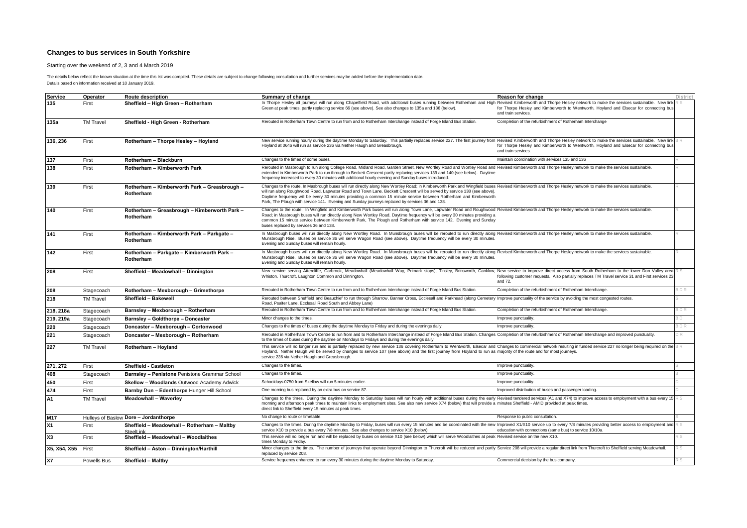# Changes to bus services in South Yorkshire

Starting over the weekend of 2, 3 and 4 March 2019

The details below reflect the known situation at the time this list was compiled. These details are subject to change following consultation and further services may be added before the implementation date.
Details based on information received at 10 January 2019.

| Service | Operator | Route description | Summary of change | Reason for change | District |
|---|---|---|---|---|---|
| 135 | First | Sheffield – High Green – Rotherham | In Thorpe Hesley all journeys will run along Chapelfield Road, with additional buses running between Rotherham and High Green at peak times, partly replacing service 66 (see above). See also changes to 135a and 136 (below). | Revised Kimberworth and Thorpe Hesley network to make the services sustainable. New link for Thorpe Hesley and Kimberworth to Wentworth, Hoyland and Elsecar for connecting bus and train services. | R S |
| 135a | TM Travel | Sheffield - High Green - Rotherham | Rerouted in Rotherham Town Centre to run from and to Rotherham Interchange instead of Forge Island Bus Station. | Completion of the refurbishment of Rotherham Interchange | |
| 136, 236 | First | Rotherham – Thorpe Hesley – Hoyland | New service running hourly during the daytime Monday to Saturday. This partially replaces service 227. The first journey from Hoyland at 0646 will run as service 236 via Nether Haugh and Greasbrough. | Revised Kimberworth and Thorpe Hesley network to make the services sustainable. New link for Thorpe Hesley and Kimberworth to Wentworth, Hoyland and Elsecar for connecting bus and train services. | B R |
| 137 | First | Rotherham – Blackburn | Changes to the times of some buses. | Maintain coordination with services 135 and 136 | R |
| 138 | First | Rotherham – Kimberworth Park | Rerouted in Masbrough to run along College Road, Midland Road, Garden Street, New Wortley Road and Wortley Road and extended in Kimberworth Park to run through to Beckett Crescent partly replacing services 139 and 140 (see below). Daytime frequency increased to every 30 minutes with additional hourly evening and Sunday buses introduced. | Revised Kimberworth and Thorpe Hesley network to make the services sustainable. | R |
| 139 | First | Rotherham – Kimberworth Park – Greasbrough – Rotherham | Changes to the route. In Masbrough buses will run directly along New Wortley Road; in Kimberworth Park and Wingfield buses will run along Roughwood Road, Lapwater Road and Town Lane. Beckett Crescent will be served by service 138 (see above). Daytime frequency will be every 30 minutes providing a common 15 minute service between Rotherham and Kimberworth Park, The Plough with service 141. Evening and Sunday journeys replaced by services 36 and 138. | Revised Kimberworth and Thorpe Hesley network to make the services sustainable. | R |
| 140 | First | Rotherham – Greasbrough – Kimberworth Park – Rotherham | Changes to the route. In Wingfield and Kimberworth Park buses will run along Town Lane, Lapwater Road and Roughwood Road; in Masbrough buses will run directly along New Wortley Road. Daytime frequency will be every 30 minutes providing a common 15 minute service between Kimberworth Park, The Plough and Rotherham with service 142. Evening and Sunday buses replaced by services 36 and 138. | Revised Kimberworth and Thorpe Hesley network to make the services sustainable. | R |
| 141 | First | Rotherham – Kimberworth Park – Parkgate – Rotherham | In Masbrough buses will run directly along New Wortley Road. In Munsbrough buses will be rerouted to run directly along Munsbrough Rise. Buses on service 36 will serve Wagon Road (see above). Daytime frequency will be every 30 minutes. Evening and Sunday buses will remain hourly. | Revised Kimberworth and Thorpe Hesley network to make the services sustainable. | R |
| 142 | First | Rotherham – Parkgate – Kimberworth Park – Rotherham | In Masbrough buses will run directly along New Wortley Road. In Munsbrough buses will be rerouted to run directly along Munsbrough Rise. Buses on service 36 will serve Wagon Road (see above). Daytime frequency will be every 30 minutes. Evening and Sunday buses will remain hourly. | Revised Kimberworth and Thorpe Hesley network to make the services sustainable. | R |
| 208 | First | Sheffield – Meadowhall – Dinnington | New service serving Attercliffe, Carbrook, Meadowhall (Meadowhall Way, Primark stops), Tinsley, Brinsworth, Canklow, Whiston, Thurcroft, Laughton Common and Dinnington. | New service to improve direct access from South Rotherham to the lower Don Valley area following customer requests. Also partially replaces TM Travel service 31 and First services 23 and 72. | R S |
| 208 | Stagecoach | Rotherham – Mexborough – Grimethorpe | Rerouted in Rotherham Town Centre to run from and to Rotherham Interchange instead of Forge Island Bus Station. | Completion of the refurbishment of Rotherham Interchange. | B D R |
| 218 | TM Travel | Sheffield – Bakewell | Rerouted between Sheffield and Beauchief to run through Sharrow, Banner Cross, Ecclesall and Parkhead (along Cemetery Road, Psalter Lane, Ecclesall Road South and Abbey Lane) | Improve punctuality of the service by avoiding the most congested routes. | S |
| 218, 218a | Stagecoach | Barnsley – Mexborough – Rotherham | Rerouted in Rotherham Town Centre to run from and to Rotherham Interchange instead of Forge Island Bus Station. | Completion of the refurbishment of Rotherham Interchange. | B D R |
| 219, 219a | Stagecoach | Barnsley – Goldthorpe – Doncaster | Minor changes to the times. | Improve punctuality. | B D |
| 220 | Stagecoach | Doncaster – Mexborough – Cortonwood | Changes to the times of buses during the daytime Monday to Friday and during the evenings daily. | Improve punctuality. | B D R |
| 221 | Stagecoach | Doncaster – Mexborough – Rotherham | Rerouted in Rotherham Town Centre to run from and to Rotherham Interchange instead of Forge Island Bus Station. Changes to the times of buses during the daytime on Mondays to Fridays and during the evenings daily. | Completion of the refurbishment of Rotherham Interchange and improved punctuality. | D R |
| 227 | TM Travel | Rotherham – Hoyland | This service will no longer run and is partially replaced by new service 136 covering Rotherham to Wentworth, Elsecar and Hoyland. Nether Haugh will be served by changes to service 107 (see above) and the first journey from Hoyland to run as service 236 via Nether Haugh and Greasbrough. | Changes to commercial network resulting in funded service 227 no longer being required on the majority of the route and for most journeys. | B R |
| 271, 272 | First | Sheffield - Castleton | Changes to the times. | Improve punctuality. | S |
| 408 | Stagecoach | Barnsley – Penistone Penistone Grammar School | Changes to the times. | Improve punctuality. | B |
| 450 | First | Skellow – Woodlands Outwood Academy Adwick | Schooldays 0750 from Skellow will run 5 minutes earlier. | Improve punctuality. | D |
| 474 | First | Barnby Dun – Edenthorpe Hunger Hill School | One morning bus replaced by an extra bus on service 87. | Improved distribution of buses and passenger loading. | D |
| A1 | TM Travel | Meadowhall – Waverley | Changes to the times. During the daytime Monday to Saturday buses will run hourly with additional buses during the early morning and afternoon peak times to maintain links to employment sites. See also new service X74 (below) that will provide a direct link to Sheffield every 15 minutes at peak times. | Revised tendered services (A1 and X74) to improve access to employment with a bus every 15 minutes Sheffield - AMID provided at peak times. | R S |
| M17 | Hulleys of Baslow | Dore – Jordanthorpe | No change to route or timetable. | Response to public consultation. | S |
| X1 | First | Sheffield – Meadowhall – Rotherham – Maltby SteelLink | Changes to the times. During the daytime Monday to Friday, buses will run every 15 minutes and be coordinated with the new service X10 to provide a bus every 7/8 minutes. See also changes to service X10 (below) | Improved X1/X10 service up to every 7/8 minutes providing better access to employment and education with connections (same bus) to service 10/10a. | R S |
| X3 | First | Sheffield – Meadowhall – Woodlaithes | This service will no longer run and will be replaced by buses on service X10 (see below) which will serve Woodlaithes at peak times Monday to Friday. | Revised service on the new X10. | R S |
| X5, X54, X55 | First | Sheffield – Aston – Dinnington/Harthill | Minor changes to the times. The number of journeys that operate beyond Dinnington to Thurcroft will be reduced and partly replaced by service 208. | Service 208 will provide a regular direct link from Thurcroft to Sheffield serving Meadowhall. | R S |
| X7 | Powells Bus | Sheffield – Maltby | Service frequency enhanced to run every 30 minutes during the daytime Monday to Saturday. | Commercial decision by the bus company. | R S |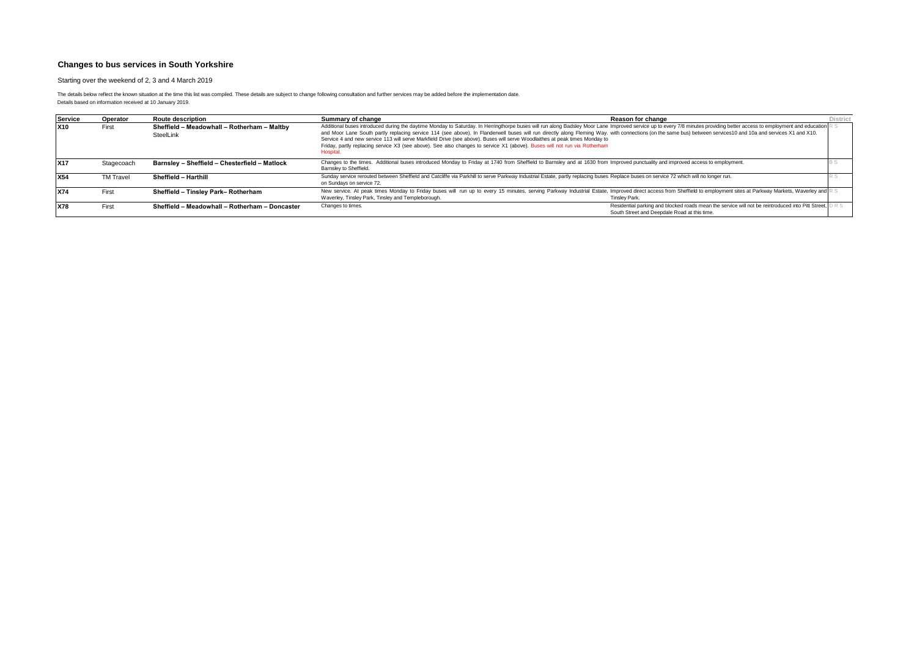## Changes to bus services in South Yorkshire

Starting over the weekend of 2, 3 and 4 March 2019

The details below reflect the known situation at the time this list was compiled. These details are subject to change following consultation and further services may be added before the implementation date.
Details based on information received at 10 January 2019.

| Service | Operator | Route description | Summary of change | Reason for change | District |
|---|---|---|---|---|---|
| X10 | First | **Sheffield – Meadowhall – Rotherham – Maltby** SteelLink | Additional buses introduced during the daytime Monday to Saturday. In Herringthorpe buses will run along Badsley Moor Lane and Moor Lane South partly replacing service 114 (see above). In Flanderwell buses will run directly along Fleming Way. Service 4 and new service 113 will serve Markfield Drive (see above). Buses will serve Woodlaithes at peak times Monday to Friday, partly replacing service X3 (see above). See also changes to service X1 (above). Buses will not run via Rotherham Hospital. | Improved service up to every 7/8 minutes providing better access to employment and education with connections (on the same bus) between services10 and 10a and services X1 and X10. | R S |
| X17 | Stagecoach | **Barnsley – Sheffield – Chesterfield – Matlock** | Changes to the times. Additional buses introduced Monday to Friday at 1740 from Sheffield to Barnsley and at 1630 from Barnsley to Sheffield. | Improved punctuality and improved access to employment. | B S |
| X54 | TM Travel | **Sheffield – Harthill** | Sunday service rerouted between Sheffield and Catcliffe via Parkhill to serve Parkway Industrial Estate, partly replacing buses on Sundays on service 72. | Replace buses on service 72 which will no longer run. | R S |
| X74 | First | **Sheffield – Tinsley Park– Rotherham** | New service. At peak times Monday to Friday buses will run up to every 15 minutes, serving Parkway Industrial Estate, Waverley, Tinsley Park, Tinsley and Templeborough. | Improved direct access from Sheffield to employment sites at Parkway Markets, Waverley and Tinsley Park. | R S |
| X78 | First | **Sheffield – Meadowhall – Rotherham – Doncaster** | Changes to times. | Residential parking and blocked roads mean the service will not be reintroduced into Pitt Street, South Street and Deepdale Road at this time. | D R S |